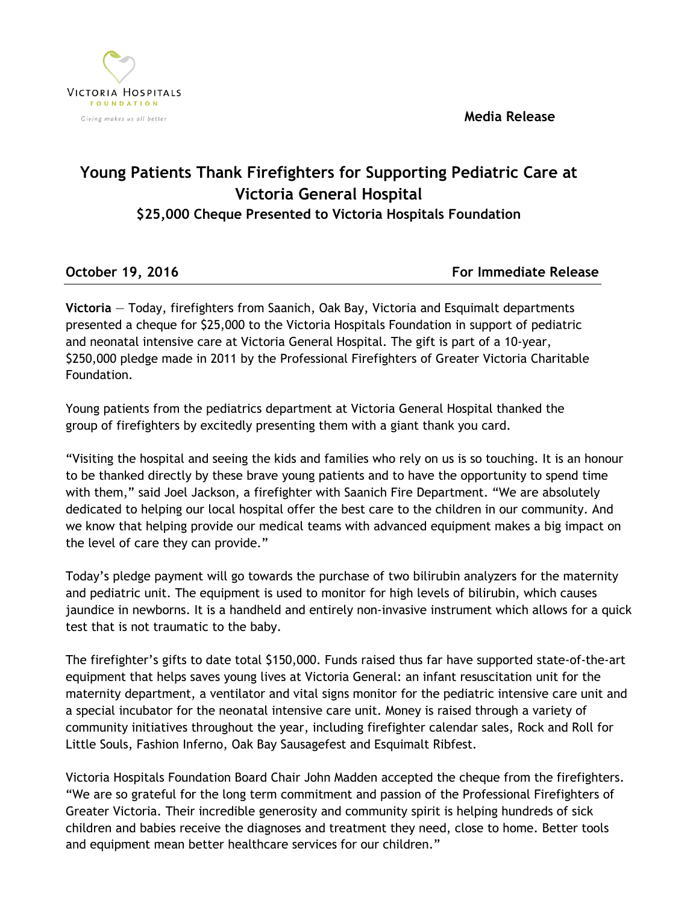Victoria Hospitals Foundation

*Giving makes us all better*

**Media Release**

# Young Patients Thank Firefighters for Supporting Pediatric Care at Victoria General Hospital

## $25,000 Cheque Presented to Victoria Hospitals Foundation

**October 19, 2016** **For Immediate Release**

**Victoria** — Today, firefighters from Saanich, Oak Bay, Victoria and Esquimalt departments presented a cheque for $25,000 to the Victoria Hospitals Foundation in support of pediatric and neonatal intensive care at Victoria General Hospital. The gift is part of a 10-year, $250,000 pledge made in 2011 by the Professional Firefighters of Greater Victoria Charitable Foundation.

Young patients from the pediatrics department at Victoria General Hospital thanked the group of firefighters by excitedly presenting them with a giant thank you card.

"Visiting the hospital and seeing the kids and families who rely on us is so touching. It is an honour to be thanked directly by these brave young patients and to have the opportunity to spend time with them," said Joel Jackson, a firefighter with Saanich Fire Department. "We are absolutely dedicated to helping our local hospital offer the best care to the children in our community. And we know that helping provide our medical teams with advanced equipment makes a big impact on the level of care they can provide."

Today's pledge payment will go towards the purchase of two bilirubin analyzers for the maternity and pediatric unit. The equipment is used to monitor for high levels of bilirubin, which causes jaundice in newborns. It is a handheld and entirely non-invasive instrument which allows for a quick test that is not traumatic to the baby.

The firefighter's gifts to date total $150,000. Funds raised thus far have supported state-of-the-art equipment that helps saves young lives at Victoria General: an infant resuscitation unit for the maternity department, a ventilator and vital signs monitor for the pediatric intensive care unit and a special incubator for the neonatal intensive care unit. Money is raised through a variety of community initiatives throughout the year, including firefighter calendar sales, Rock and Roll for Little Souls, Fashion Inferno, Oak Bay Sausagefest and Esquimalt Ribfest.

Victoria Hospitals Foundation Board Chair John Madden accepted the cheque from the firefighters. "We are so grateful for the long term commitment and passion of the Professional Firefighters of Greater Victoria. Their incredible generosity and community spirit is helping hundreds of sick children and babies receive the diagnoses and treatment they need, close to home. Better tools and equipment mean better healthcare services for our children."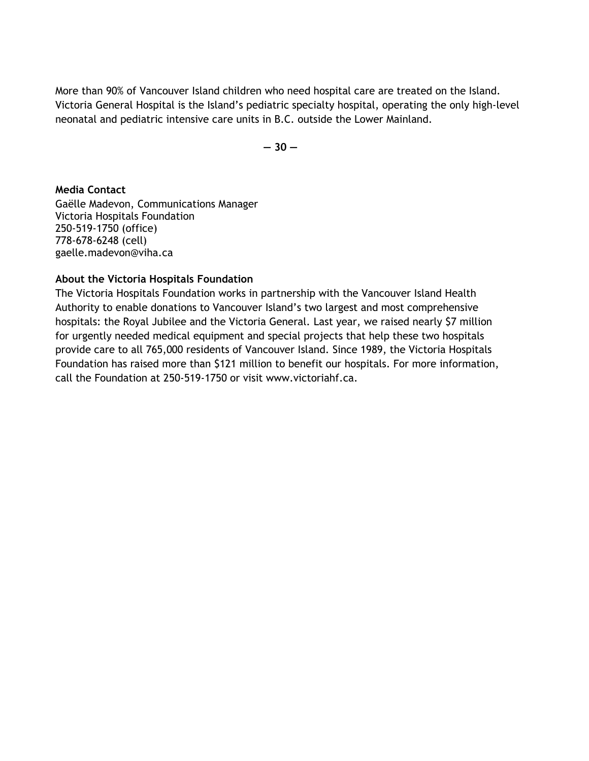More than 90% of Vancouver Island children who need hospital care are treated on the Island. Victoria General Hospital is the Island's pediatric specialty hospital, operating the only high-level neonatal and pediatric intensive care units in B.C. outside the Lower Mainland.

**— 30 —**

**Media Contact**
Gaëlle Madevon, Communications Manager
Victoria Hospitals Foundation
250-519-1750 (office)
778-678-6248 (cell)
gaelle.madevon@viha.ca

**About the Victoria Hospitals Foundation**
The Victoria Hospitals Foundation works in partnership with the Vancouver Island Health Authority to enable donations to Vancouver Island's two largest and most comprehensive hospitals: the Royal Jubilee and the Victoria General. Last year, we raised nearly $7 million for urgently needed medical equipment and special projects that help these two hospitals provide care to all 765,000 residents of Vancouver Island. Since 1989, the Victoria Hospitals Foundation has raised more than $121 million to benefit our hospitals. For more information, call the Foundation at 250-519-1750 or visit www.victoriahf.ca.